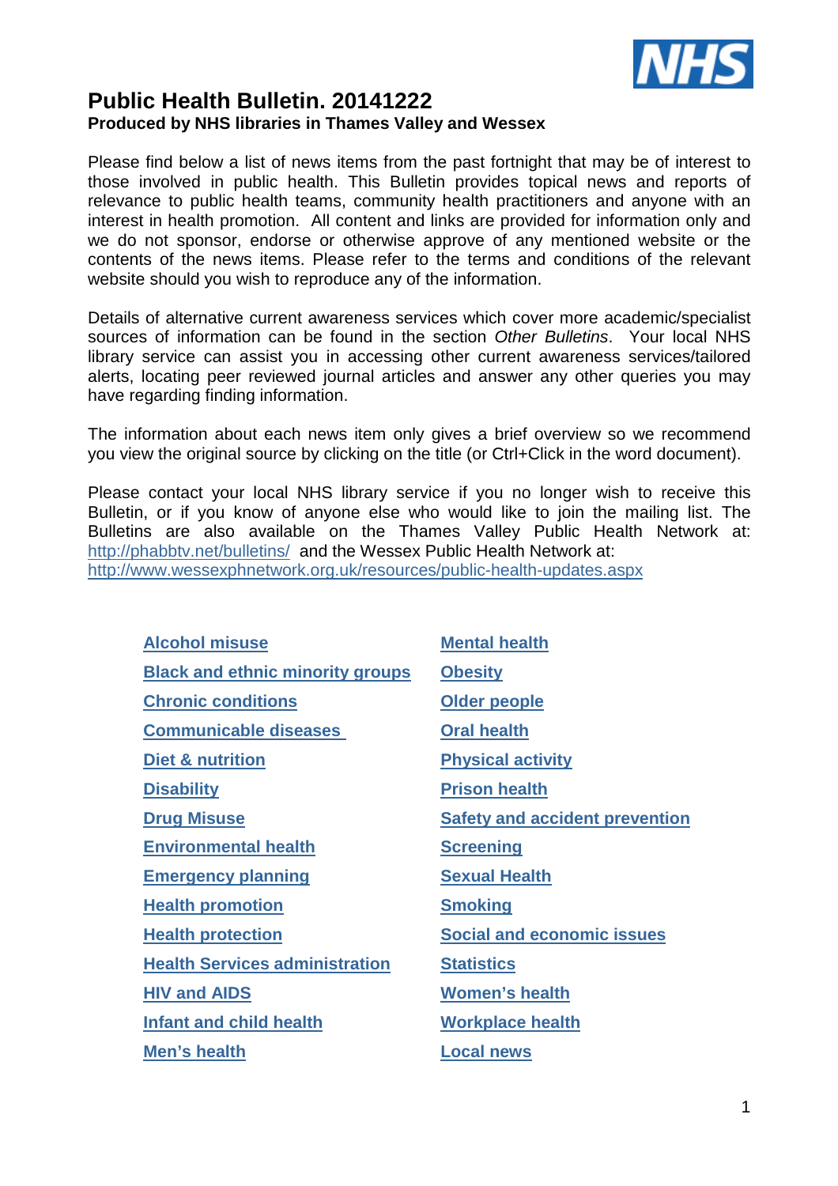# Public Health Bulletin. 20141222

**Produced by NHS libraries in Thames Valley and Wessex**

Please find below a list of news items from the past fortnight that may be of interest to those involved in public health. This Bulletin provides topical news and reports of relevance to public health teams, community health practitioners and anyone with an interest in health promotion. All content and links are provided for information only and we do not sponsor, endorse or otherwise approve of any mentioned website or the contents of the news items. Please refer to the terms and conditions of the relevant website should you wish to reproduce any of the information.

Details of alternative current awareness services which cover more academic/specialist sources of information can be found in the section *Other Bulletins*. Your local NHS library service can assist you in accessing other current awareness services/tailored alerts, locating peer reviewed journal articles and answer any other queries you may have regarding finding information.

The information about each news item only gives a brief overview so we recommend you view the original source by clicking on the title (or Ctrl+Click in the word document).

Please contact your local NHS library service if you no longer wish to receive this Bulletin, or if you know of anyone else who would like to join the mailing list. The Bulletins are also available on the Thames Valley Public Health Network at: http://phabbtv.net/bulletins/ and the Wessex Public Health Network at: http://www.wessexphnetwork.org.uk/resources/public-health-updates.aspx

- **Alcohol misuse**
- **Black and ethnic minority groups**
- **Chronic conditions**
- **Communicable diseases**
- **Diet & nutrition**
- **Disability**
- **Drug Misuse**
- **Environmental health**
- **Emergency planning**
- **Health promotion**
- **Health protection**
- **Health Services administration**
- **HIV and AIDS**
- **Infant and child health**
- **Men's health**
- **Mental health**
- **Obesity**
- **Older people**
- **Oral health**
- **Physical activity**
- **Prison health**
- **Safety and accident prevention**
- **Screening**
- **Sexual Health**
- **Smoking**
- **Social and economic issues**
- **Statistics**
- **Women's health**
- **Workplace health**
- **Local news**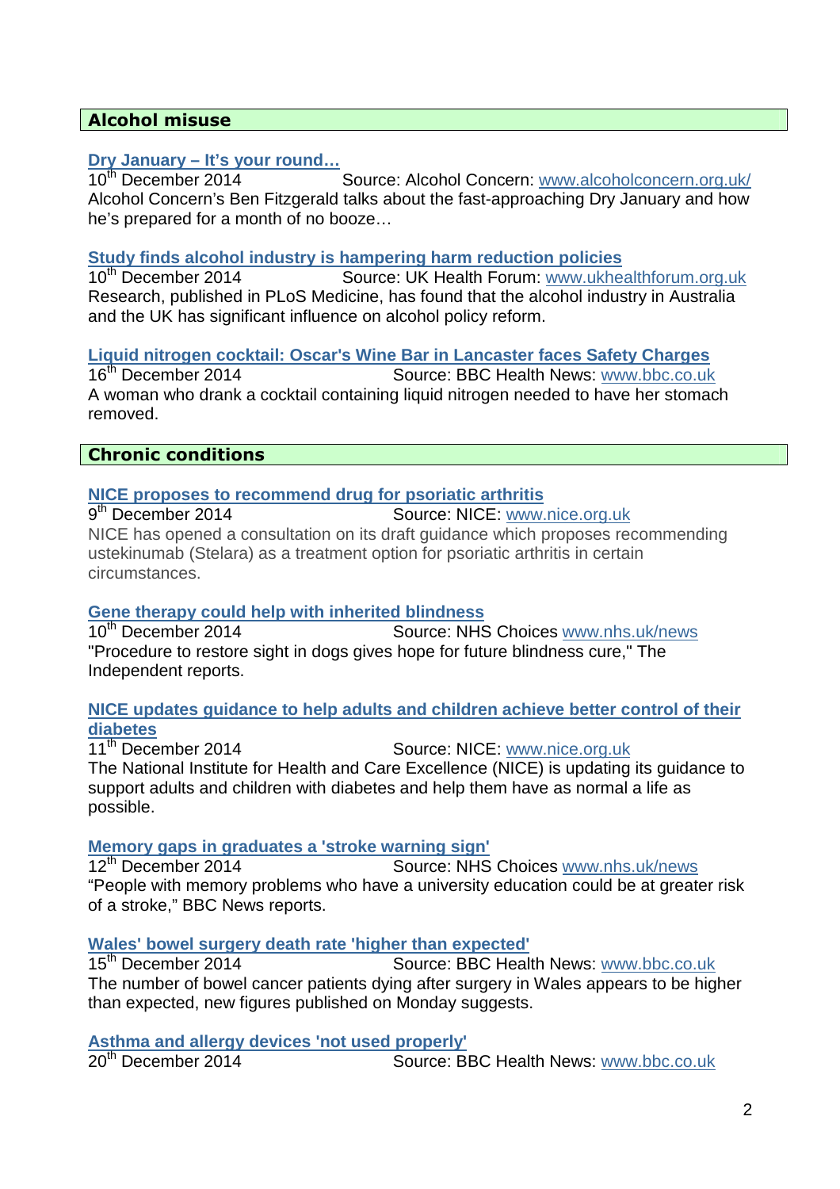## Alcohol misuse

**Dry January – It's your round…**
10th December 2014 Source: Alcohol Concern: www.alcoholconcern.org.uk/
Alcohol Concern's Ben Fitzgerald talks about the fast-approaching Dry January and how he's prepared for a month of no booze…

**Study finds alcohol industry is hampering harm reduction policies**
10th December 2014 Source: UK Health Forum: www.ukhealthforum.org.uk
Research, published in PLoS Medicine, has found that the alcohol industry in Australia and the UK has significant influence on alcohol policy reform.

**Liquid nitrogen cocktail: Oscar's Wine Bar in Lancaster faces Safety Charges**
16th December 2014 Source: BBC Health News: www.bbc.co.uk
A woman who drank a cocktail containing liquid nitrogen needed to have her stomach removed.

## Chronic conditions

**NICE proposes to recommend drug for psoriatic arthritis**
9th December 2014 Source: NICE: www.nice.org.uk
NICE has opened a consultation on its draft guidance which proposes recommending ustekinumab (Stelara) as a treatment option for psoriatic arthritis in certain circumstances.

**Gene therapy could help with inherited blindness**
10th December 2014 Source: NHS Choices www.nhs.uk/news
"Procedure to restore sight in dogs gives hope for future blindness cure," The Independent reports.

**NICE updates guidance to help adults and children achieve better control of their diabetes**
11th December 2014 Source: NICE: www.nice.org.uk
The National Institute for Health and Care Excellence (NICE) is updating its guidance to support adults and children with diabetes and help them have as normal a life as possible.

**Memory gaps in graduates a 'stroke warning sign'**
12th December 2014 Source: NHS Choices www.nhs.uk/news
"People with memory problems who have a university education could be at greater risk of a stroke," BBC News reports.

**Wales' bowel surgery death rate 'higher than expected'**
15th December 2014 Source: BBC Health News: www.bbc.co.uk
The number of bowel cancer patients dying after surgery in Wales appears to be higher than expected, new figures published on Monday suggests.

**Asthma and allergy devices 'not used properly'**
20th December 2014 Source: BBC Health News: www.bbc.co.uk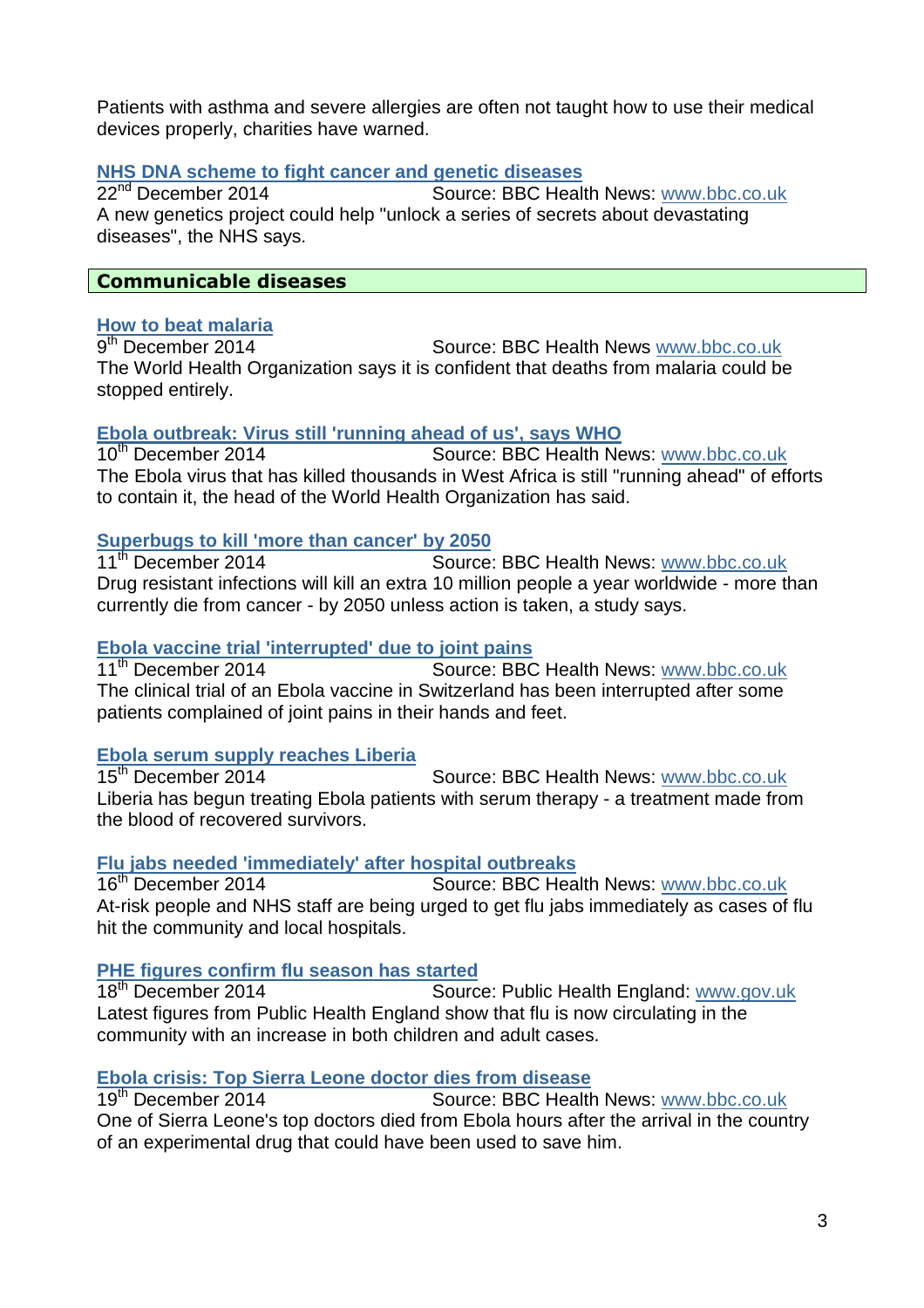Patients with asthma and severe allergies are often not taught how to use their medical devices properly, charities have warned.

**NHS DNA scheme to fight cancer and genetic diseases**
22nd December 2014 Source: BBC Health News: www.bbc.co.uk
A new genetics project could help "unlock a series of secrets about devastating diseases", the NHS says.

## Communicable diseases

**How to beat malaria**
9th December 2014 Source: BBC Health News www.bbc.co.uk
The World Health Organization says it is confident that deaths from malaria could be stopped entirely.

**Ebola outbreak: Virus still 'running ahead of us', says WHO**
10th December 2014 Source: BBC Health News: www.bbc.co.uk
The Ebola virus that has killed thousands in West Africa is still "running ahead" of efforts to contain it, the head of the World Health Organization has said.

**Superbugs to kill 'more than cancer' by 2050**
11th December 2014 Source: BBC Health News: www.bbc.co.uk
Drug resistant infections will kill an extra 10 million people a year worldwide - more than currently die from cancer - by 2050 unless action is taken, a study says.

**Ebola vaccine trial 'interrupted' due to joint pains**
11th December 2014 Source: BBC Health News: www.bbc.co.uk
The clinical trial of an Ebola vaccine in Switzerland has been interrupted after some patients complained of joint pains in their hands and feet.

**Ebola serum supply reaches Liberia**
15th December 2014 Source: BBC Health News: www.bbc.co.uk
Liberia has begun treating Ebola patients with serum therapy - a treatment made from the blood of recovered survivors.

**Flu jabs needed 'immediately' after hospital outbreaks**
16th December 2014 Source: BBC Health News: www.bbc.co.uk
At-risk people and NHS staff are being urged to get flu jabs immediately as cases of flu hit the community and local hospitals.

**PHE figures confirm flu season has started**
18th December 2014 Source: Public Health England: www.gov.uk
Latest figures from Public Health England show that flu is now circulating in the community with an increase in both children and adult cases.

**Ebola crisis: Top Sierra Leone doctor dies from disease**
19th December 2014 Source: BBC Health News: www.bbc.co.uk
One of Sierra Leone's top doctors died from Ebola hours after the arrival in the country of an experimental drug that could have been used to save him.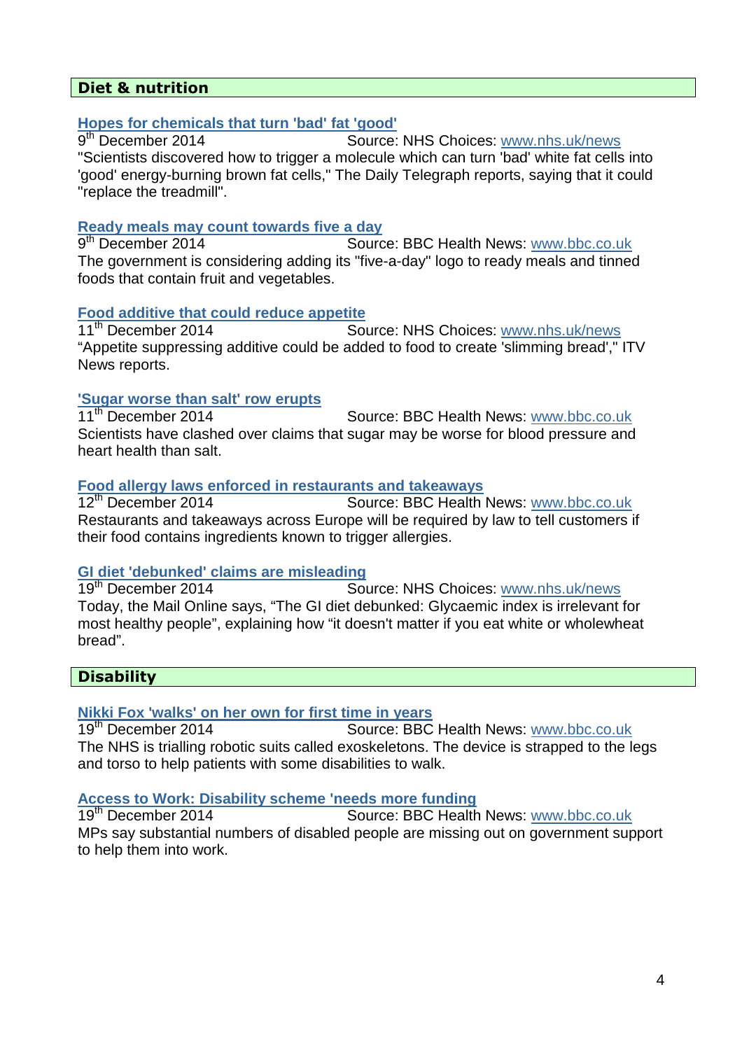## Diet & nutrition

### [Hopes for chemicals that turn 'bad' fat 'good'](www.nhs.uk/news)

9th December 2014 Source: NHS Choices: www.nhs.uk/news

"Scientists discovered how to trigger a molecule which can turn 'bad' white fat cells into 'good' energy-burning brown fat cells," The Daily Telegraph reports, saying that it could "replace the treadmill".

### Ready meals may count towards five a day

9th December 2014 Source: BBC Health News: www.bbc.co.uk

The government is considering adding its "five-a-day" logo to ready meals and tinned foods that contain fruit and vegetables.

### Food additive that could reduce appetite

11th December 2014 Source: NHS Choices: www.nhs.uk/news

“Appetite suppressing additive could be added to food to create 'slimming bread'," ITV News reports.

### 'Sugar worse than salt' row erupts

11th December 2014 Source: BBC Health News: www.bbc.co.uk

Scientists have clashed over claims that sugar may be worse for blood pressure and heart health than salt.

### Food allergy laws enforced in restaurants and takeaways

12th December 2014 Source: BBC Health News: www.bbc.co.uk

Restaurants and takeaways across Europe will be required by law to tell customers if their food contains ingredients known to trigger allergies.

### GI diet 'debunked' claims are misleading

19th December 2014 Source: NHS Choices: www.nhs.uk/news

Today, the Mail Online says, “The GI diet debunked: Glycaemic index is irrelevant for most healthy people”, explaining how “it doesn't matter if you eat white or wholewheat bread”.

## Disability

### Nikki Fox 'walks' on her own for first time in years

19th December 2014 Source: BBC Health News: www.bbc.co.uk

The NHS is trialling robotic suits called exoskeletons. The device is strapped to the legs and torso to help patients with some disabilities to walk.

### Access to Work: Disability scheme 'needs more funding

19th December 2014 Source: BBC Health News: www.bbc.co.uk

MPs say substantial numbers of disabled people are missing out on government support to help them into work.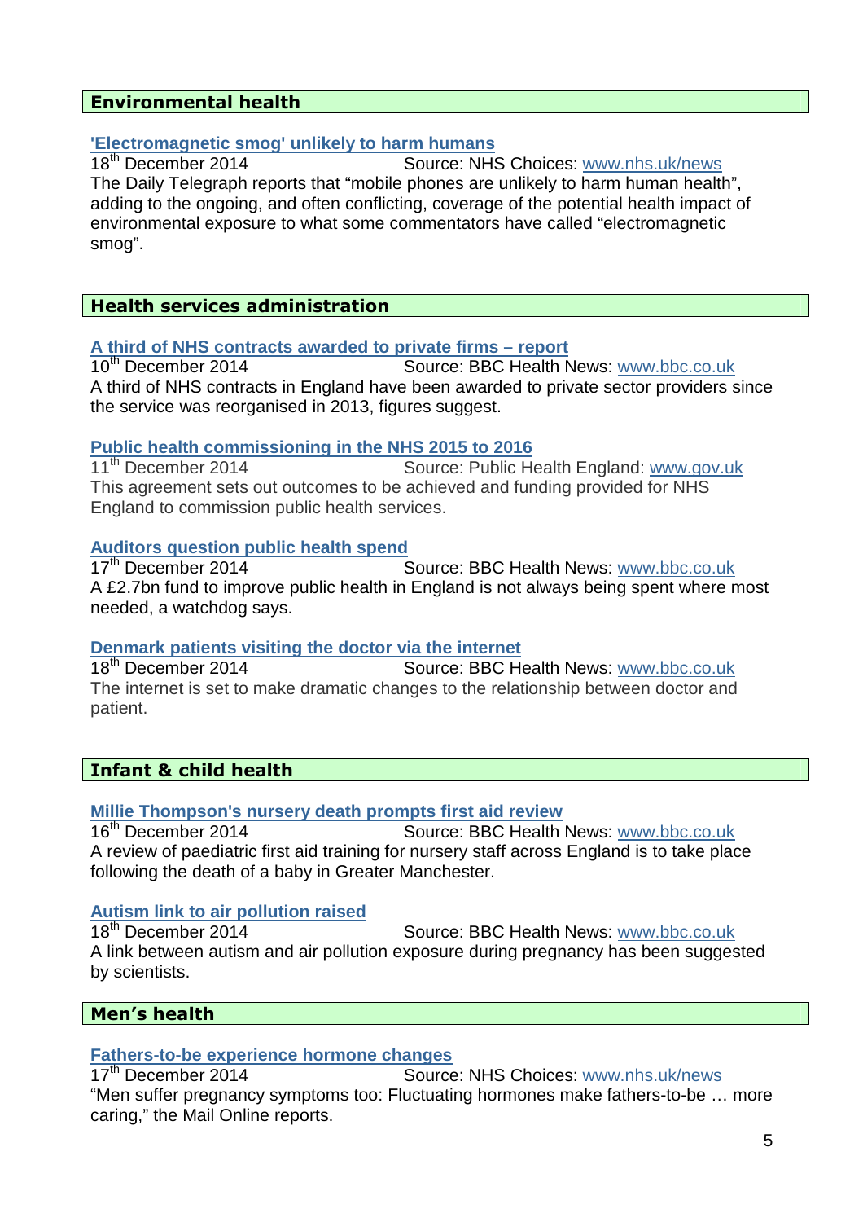## Environmental health

**'Electromagnetic smog' unlikely to harm humans**
18th December 2014 Source: NHS Choices: www.nhs.uk/news
The Daily Telegraph reports that "mobile phones are unlikely to harm human health", adding to the ongoing, and often conflicting, coverage of the potential health impact of environmental exposure to what some commentators have called "electromagnetic smog".

## Health services administration

**A third of NHS contracts awarded to private firms – report**
10th December 2014 Source: BBC Health News: www.bbc.co.uk
A third of NHS contracts in England have been awarded to private sector providers since the service was reorganised in 2013, figures suggest.

**Public health commissioning in the NHS 2015 to 2016**
11th December 2014 Source: Public Health England: www.gov.uk
This agreement sets out outcomes to be achieved and funding provided for NHS England to commission public health services.

**Auditors question public health spend**
17th December 2014 Source: BBC Health News: www.bbc.co.uk
A £2.7bn fund to improve public health in England is not always being spent where most needed, a watchdog says.

**Denmark patients visiting the doctor via the internet**
18th December 2014 Source: BBC Health News: www.bbc.co.uk
The internet is set to make dramatic changes to the relationship between doctor and patient.

## Infant & child health

**Millie Thompson's nursery death prompts first aid review**
16th December 2014 Source: BBC Health News: www.bbc.co.uk
A review of paediatric first aid training for nursery staff across England is to take place following the death of a baby in Greater Manchester.

**Autism link to air pollution raised**
18th December 2014 Source: BBC Health News: www.bbc.co.uk
A link between autism and air pollution exposure during pregnancy has been suggested by scientists.

## Men's health

**Fathers-to-be experience hormone changes**
17th December 2014 Source: NHS Choices: www.nhs.uk/news
"Men suffer pregnancy symptoms too: Fluctuating hormones make fathers-to-be … more caring," the Mail Online reports.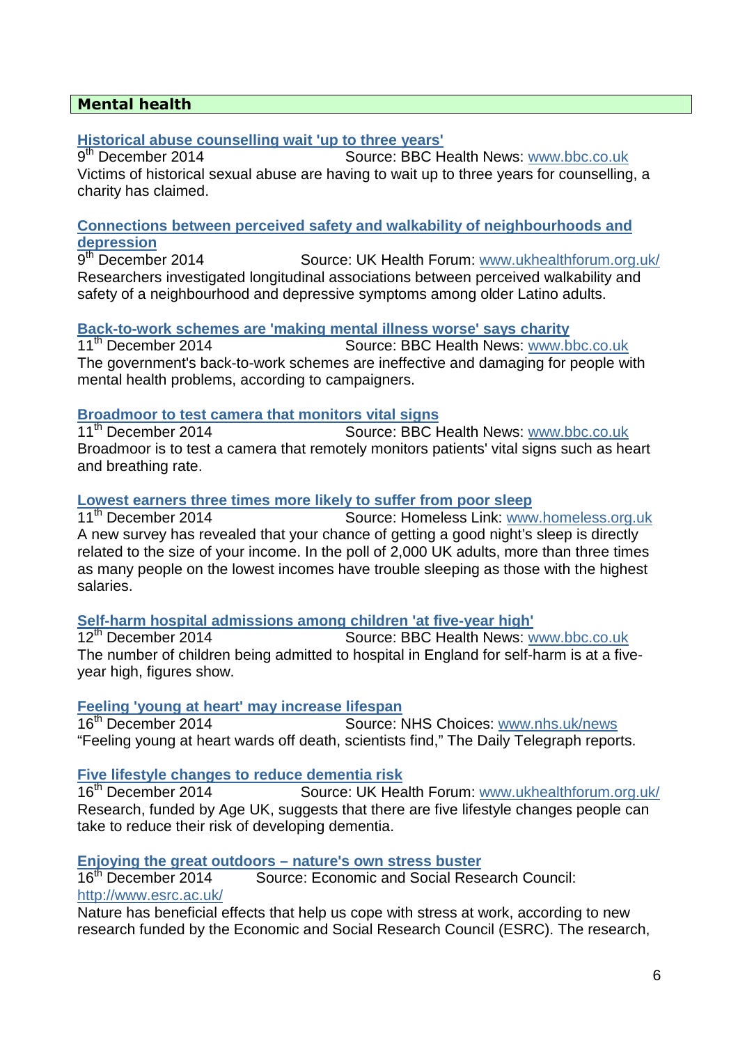## Mental health

**Historical abuse counselling wait 'up to three years'**

9th December 2014 Source: BBC Health News: www.bbc.co.uk

Victims of historical sexual abuse are having to wait up to three years for counselling, a charity has claimed.

**Connections between perceived safety and walkability of neighbourhoods and depression**

9th December 2014 Source: UK Health Forum: www.ukhealthforum.org.uk/

Researchers investigated longitudinal associations between perceived walkability and safety of a neighbourhood and depressive symptoms among older Latino adults.

**Back-to-work schemes are 'making mental illness worse' says charity**

11th December 2014 Source: BBC Health News: www.bbc.co.uk

The government's back-to-work schemes are ineffective and damaging for people with mental health problems, according to campaigners.

**Broadmoor to test camera that monitors vital signs**

11th December 2014 Source: BBC Health News: www.bbc.co.uk

Broadmoor is to test a camera that remotely monitors patients' vital signs such as heart and breathing rate.

**Lowest earners three times more likely to suffer from poor sleep**

11th December 2014 Source: Homeless Link: www.homeless.org.uk

A new survey has revealed that your chance of getting a good night's sleep is directly related to the size of your income. In the poll of 2,000 UK adults, more than three times as many people on the lowest incomes have trouble sleeping as those with the highest salaries.

**Self-harm hospital admissions among children 'at five-year high'**

12th December 2014 Source: BBC Health News: www.bbc.co.uk

The number of children being admitted to hospital in England for self-harm is at a five-year high, figures show.

**Feeling 'young at heart' may increase lifespan**

16th December 2014 Source: NHS Choices: www.nhs.uk/news

"Feeling young at heart wards off death, scientists find," The Daily Telegraph reports.

**Five lifestyle changes to reduce dementia risk**

16th December 2014 Source: UK Health Forum: www.ukhealthforum.org.uk/

Research, funded by Age UK, suggests that there are five lifestyle changes people can take to reduce their risk of developing dementia.

**Enjoying the great outdoors – nature's own stress buster**

16th December 2014 Source: Economic and Social Research Council: http://www.esrc.ac.uk/

Nature has beneficial effects that help us cope with stress at work, according to new research funded by the Economic and Social Research Council (ESRC). The research,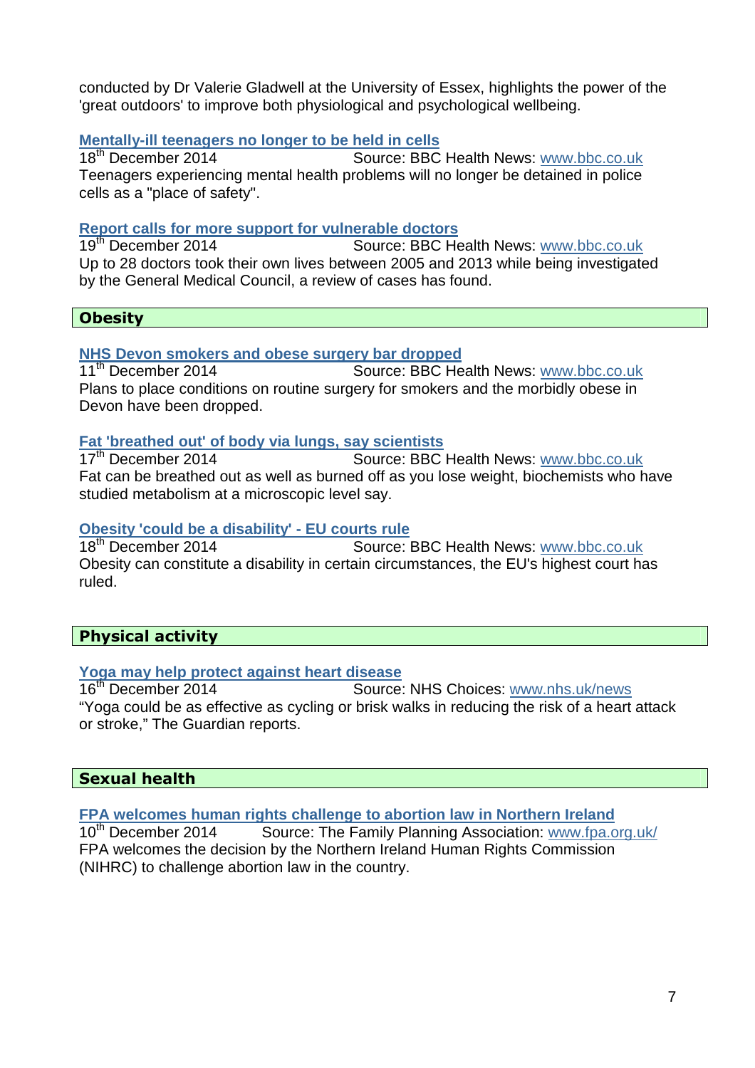conducted by Dr Valerie Gladwell at the University of Essex, highlights the power of the 'great outdoors' to improve both physiological and psychological wellbeing.

**Mentally-ill teenagers no longer to be held in cells**
18th December 2014 Source: BBC Health News: www.bbc.co.uk
Teenagers experiencing mental health problems will no longer be detained in police cells as a "place of safety".

**Report calls for more support for vulnerable doctors**
19th December 2014 Source: BBC Health News: www.bbc.co.uk
Up to 28 doctors took their own lives between 2005 and 2013 while being investigated by the General Medical Council, a review of cases has found.

## Obesity

**NHS Devon smokers and obese surgery bar dropped**
11th December 2014 Source: BBC Health News: www.bbc.co.uk
Plans to place conditions on routine surgery for smokers and the morbidly obese in Devon have been dropped.

**Fat 'breathed out' of body via lungs, say scientists**
17th December 2014 Source: BBC Health News: www.bbc.co.uk
Fat can be breathed out as well as burned off as you lose weight, biochemists who have studied metabolism at a microscopic level say.

**Obesity 'could be a disability' - EU courts rule**
18th December 2014 Source: BBC Health News: www.bbc.co.uk
Obesity can constitute a disability in certain circumstances, the EU's highest court has ruled.

## Physical activity

**Yoga may help protect against heart disease**
16th December 2014 Source: NHS Choices: www.nhs.uk/news
"Yoga could be as effective as cycling or brisk walks in reducing the risk of a heart attack or stroke," The Guardian reports.

## Sexual health

**FPA welcomes human rights challenge to abortion law in Northern Ireland**
10th December 2014 Source: The Family Planning Association: www.fpa.org.uk/
FPA welcomes the decision by the Northern Ireland Human Rights Commission (NIHRC) to challenge abortion law in the country.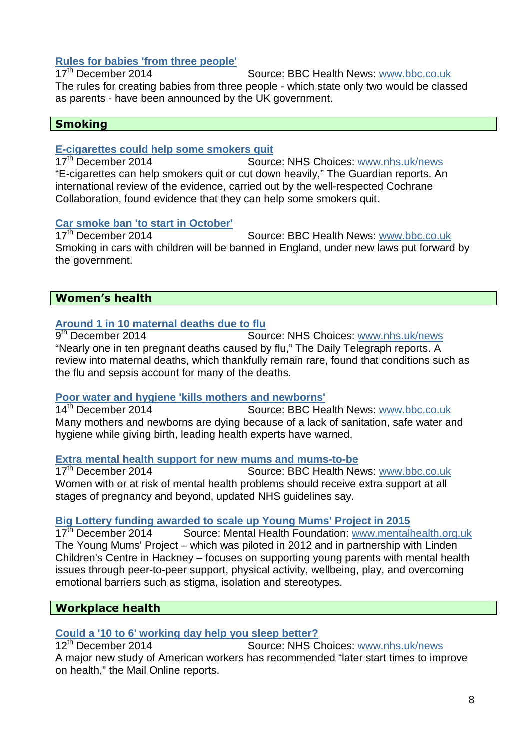**Rules for babies 'from three people'**

17th December 2014 Source: BBC Health News: www.bbc.co.uk

The rules for creating babies from three people - which state only two would be classed as parents - have been announced by the UK government.

## Smoking

**E-cigarettes could help some smokers quit**

17th December 2014 Source: NHS Choices: www.nhs.uk/news

"E-cigarettes can help smokers quit or cut down heavily," The Guardian reports. An international review of the evidence, carried out by the well-respected Cochrane Collaboration, found evidence that they can help some smokers quit.

**Car smoke ban 'to start in October'**

17th December 2014 Source: BBC Health News: www.bbc.co.uk

Smoking in cars with children will be banned in England, under new laws put forward by the government.

## Women's health

**Around 1 in 10 maternal deaths due to flu**

9th December 2014 Source: NHS Choices: www.nhs.uk/news

"Nearly one in ten pregnant deaths caused by flu," The Daily Telegraph reports. A review into maternal deaths, which thankfully remain rare, found that conditions such as the flu and sepsis account for many of the deaths.

**Poor water and hygiene 'kills mothers and newborns'**

14th December 2014 Source: BBC Health News: www.bbc.co.uk

Many mothers and newborns are dying because of a lack of sanitation, safe water and hygiene while giving birth, leading health experts have warned.

**Extra mental health support for new mums and mums-to-be**

17th December 2014 Source: BBC Health News: www.bbc.co.uk

Women with or at risk of mental health problems should receive extra support at all stages of pregnancy and beyond, updated NHS guidelines say.

**Big Lottery funding awarded to scale up Young Mums' Project in 2015**

17th December 2014 Source: Mental Health Foundation: www.mentalhealth.org.uk

The Young Mums' Project – which was piloted in 2012 and in partnership with Linden Children's Centre in Hackney – focuses on supporting young parents with mental health issues through peer-to-peer support, physical activity, wellbeing, play, and overcoming emotional barriers such as stigma, isolation and stereotypes.

## Workplace health

**Could a '10 to 6' working day help you sleep better?**

12th December 2014 Source: NHS Choices: www.nhs.uk/news

A major new study of American workers has recommended "later start times to improve on health," the Mail Online reports.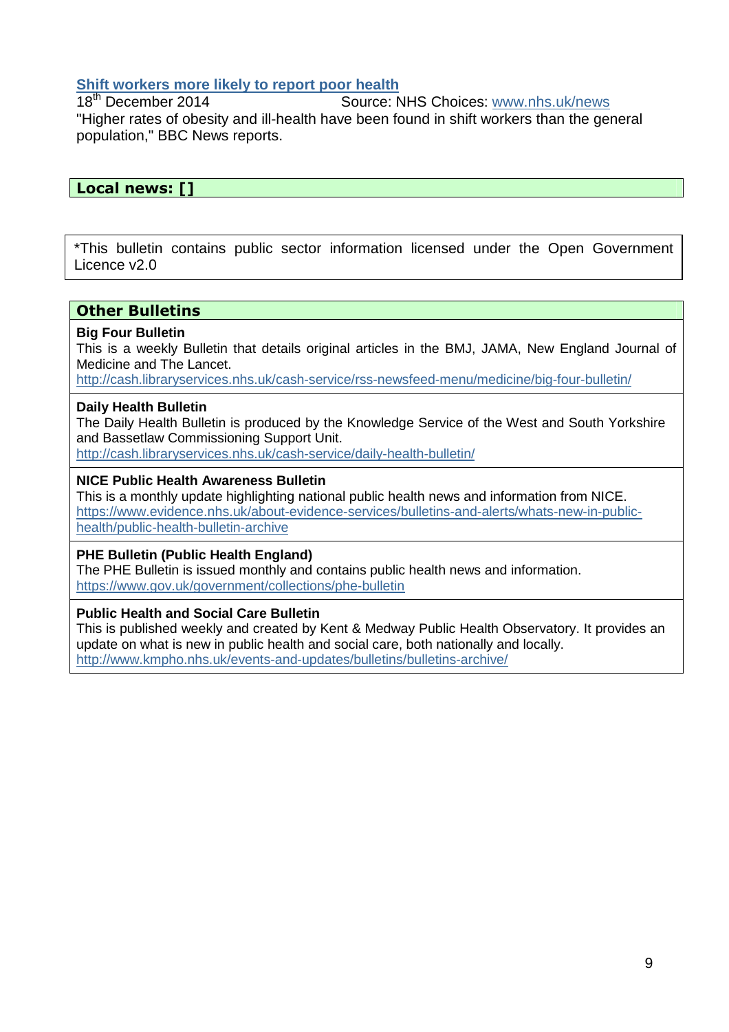**Shift workers more likely to report poor health**

18th December 2014 Source: NHS Choices: www.nhs.uk/news

"Higher rates of obesity and ill-health have been found in shift workers than the general population," BBC News reports.

## Local news: []

*This bulletin contains public sector information licensed under the Open Government Licence v2.0

## Other Bulletins

**Big Four Bulletin**
This is a weekly Bulletin that details original articles in the BMJ, JAMA, New England Journal of Medicine and The Lancet.
http://cash.libraryservices.nhs.uk/cash-service/rss-newsfeed-menu/medicine/big-four-bulletin/

**Daily Health Bulletin**
The Daily Health Bulletin is produced by the Knowledge Service of the West and South Yorkshire and Bassetlaw Commissioning Support Unit.
http://cash.libraryservices.nhs.uk/cash-service/daily-health-bulletin/

**NICE Public Health Awareness Bulletin**
This is a monthly update highlighting national public health news and information from NICE.
https://www.evidence.nhs.uk/about-evidence-services/bulletins-and-alerts/whats-new-in-public-health/public-health-bulletin-archive

**PHE Bulletin (Public Health England)**
The PHE Bulletin is issued monthly and contains public health news and information.
https://www.gov.uk/government/collections/phe-bulletin

**Public Health and Social Care Bulletin**
This is published weekly and created by Kent & Medway Public Health Observatory. It provides an update on what is new in public health and social care, both nationally and locally.
http://www.kmpho.nhs.uk/events-and-updates/bulletins/bulletins-archive/